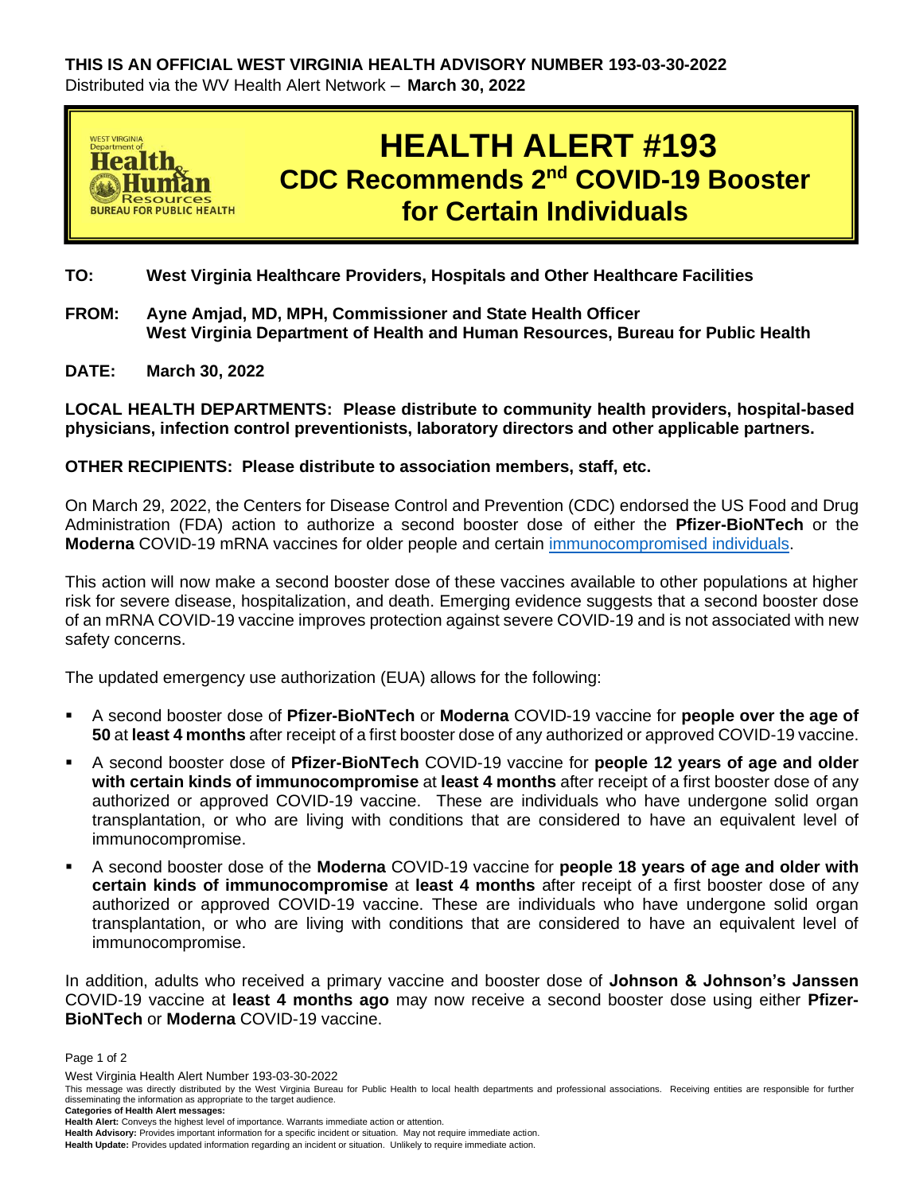**THIS IS AN OFFICIAL WEST VIRGINIA HEALTH ADVISORY NUMBER 193-03-30-2022**
Distributed via the WV Health Alert Network – **March 30, 2022**

WEST VIRGINIA Department of Health & Human Resources BUREAU FOR PUBLIC HEALTH

# HEALTH ALERT #193

## CDC Recommends 2nd COVID-19 Booster for Certain Individuals

**TO:** **West Virginia Healthcare Providers, Hospitals and Other Healthcare Facilities**

**FROM:** **Ayne Amjad, MD, MPH, Commissioner and State Health Officer**
**West Virginia Department of Health and Human Resources, Bureau for Public Health**

**DATE:** **March 30, 2022**

**LOCAL HEALTH DEPARTMENTS: Please distribute to community health providers, hospital-based physicians, infection control preventionists, laboratory directors and other applicable partners.**

**OTHER RECIPIENTS: Please distribute to association members, staff, etc.**

On March 29, 2022, the Centers for Disease Control and Prevention (CDC) endorsed the US Food and Drug Administration (FDA) action to authorize a second booster dose of either the **Pfizer-BioNTech** or the **Moderna** COVID-19 mRNA vaccines for older people and certain immunocompromised individuals.

This action will now make a second booster dose of these vaccines available to other populations at higher risk for severe disease, hospitalization, and death. Emerging evidence suggests that a second booster dose of an mRNA COVID-19 vaccine improves protection against severe COVID-19 and is not associated with new safety concerns.

The updated emergency use authorization (EUA) allows for the following:

- A second booster dose of **Pfizer-BioNTech** or **Moderna** COVID-19 vaccine for **people over the age of 50** at **least 4 months** after receipt of a first booster dose of any authorized or approved COVID-19 vaccine.
- A second booster dose of **Pfizer-BioNTech** COVID-19 vaccine for **people 12 years of age and older with certain kinds of immunocompromise** at **least 4 months** after receipt of a first booster dose of any authorized or approved COVID-19 vaccine. These are individuals who have undergone solid organ transplantation, or who are living with conditions that are considered to have an equivalent level of immunocompromise.
- A second booster dose of the **Moderna** COVID-19 vaccine for **people 18 years of age and older with certain kinds of immunocompromise** at **least 4 months** after receipt of a first booster dose of any authorized or approved COVID-19 vaccine. These are individuals who have undergone solid organ transplantation, or who are living with conditions that are considered to have an equivalent level of immunocompromise.

In addition, adults who received a primary vaccine and booster dose of **Johnson & Johnson's Janssen** COVID-19 vaccine at **least 4 months ago** may now receive a second booster dose using either **Pfizer-BioNTech** or **Moderna** COVID-19 vaccine.

West Virginia Health Alert Number 193-03-30-2022
This message was directly distributed by the West Virginia Bureau for Public Health to local health departments and professional associations. Receiving entities are responsible for further disseminating the information as appropriate to the target audience.
**Categories of Health Alert messages:**
**Health Alert:** Conveys the highest level of importance. Warrants immediate action or attention.
**Health Advisory:** Provides important information for a specific incident or situation. May not require immediate action.
**Health Update:** Provides updated information regarding an incident or situation. Unlikely to require immediate action.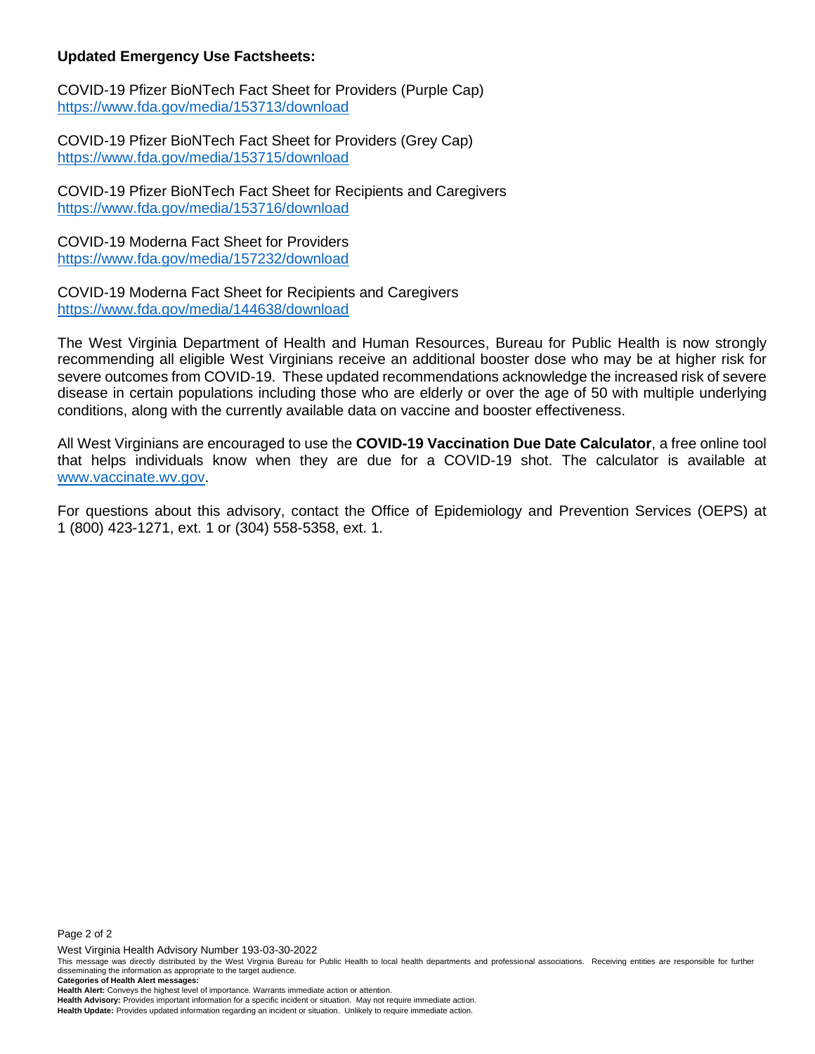**Updated Emergency Use Factsheets:**

COVID-19 Pfizer BioNTech Fact Sheet for Providers (Purple Cap)
https://www.fda.gov/media/153713/download

COVID-19 Pfizer BioNTech Fact Sheet for Providers (Grey Cap)
https://www.fda.gov/media/153715/download

COVID-19 Pfizer BioNTech Fact Sheet for Recipients and Caregivers
https://www.fda.gov/media/153716/download

COVID-19 Moderna Fact Sheet for Providers
https://www.fda.gov/media/157232/download

COVID-19 Moderna Fact Sheet for Recipients and Caregivers
https://www.fda.gov/media/144638/download

The West Virginia Department of Health and Human Resources, Bureau for Public Health is now strongly recommending all eligible West Virginians receive an additional booster dose who may be at higher risk for severe outcomes from COVID-19. These updated recommendations acknowledge the increased risk of severe disease in certain populations including those who are elderly or over the age of 50 with multiple underlying conditions, along with the currently available data on vaccine and booster effectiveness.

All West Virginians are encouraged to use the **COVID-19 Vaccination Due Date Calculator**, a free online tool that helps individuals know when they are due for a COVID-19 shot. The calculator is available at www.vaccinate.wv.gov.

For questions about this advisory, contact the Office of Epidemiology and Prevention Services (OEPS) at 1 (800) 423-1271, ext. 1 or (304) 558-5358, ext. 1.

West Virginia Health Advisory Number 193-03-30-2022
This message was directly distributed by the West Virginia Bureau for Public Health to local health departments and professional associations. Receiving entities are responsible for further disseminating the information as appropriate to the target audience.
**Categories of Health Alert messages:**
**Health Alert:** Conveys the highest level of importance. Warrants immediate action or attention.
**Health Advisory:** Provides important information for a specific incident or situation. May not require immediate action.
**Health Update:** Provides updated information regarding an incident or situation. Unlikely to require immediate action.